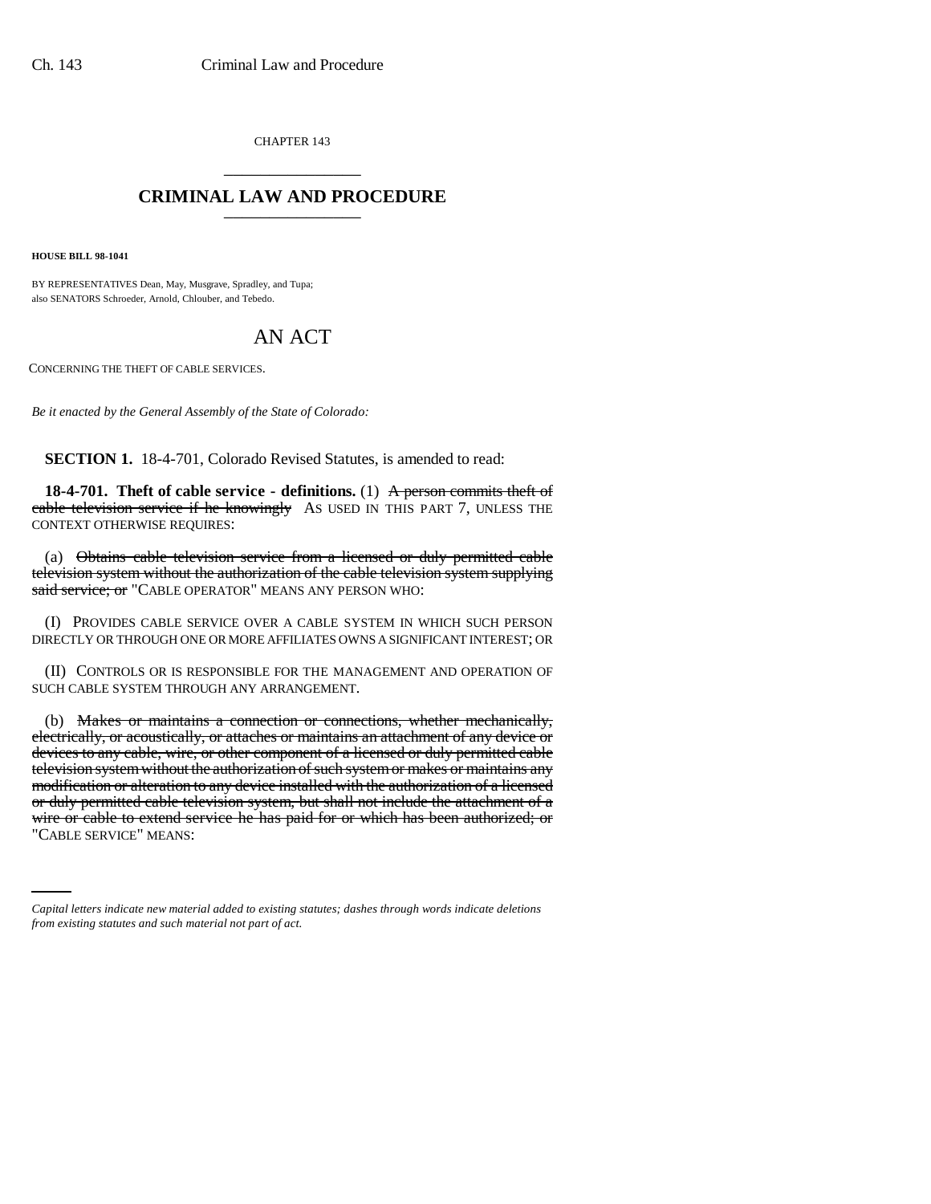CHAPTER 143

# CRIMINAL LAW AND PROCEDURE

**HOUSE BILL 98-1041**

BY REPRESENTATIVES Dean, May, Musgrave, Spradley, and Tupa;
also SENATORS Schroeder, Arnold, Chlouber, and Tebedo.

# AN ACT

CONCERNING THE THEFT OF CABLE SERVICES.

*Be it enacted by the General Assembly of the State of Colorado:*

**SECTION 1.** 18-4-701, Colorado Revised Statutes, is amended to read:

**18-4-701. Theft of cable service - definitions.** (1) ~~A person commits theft of cable television service if he knowingly~~ AS USED IN THIS PART 7, UNLESS THE CONTEXT OTHERWISE REQUIRES:

(a) ~~Obtains cable television service from a licensed or duly permitted cable television system without the authorization of the cable television system supplying said service; or~~ "CABLE OPERATOR" MEANS ANY PERSON WHO:

(I) PROVIDES CABLE SERVICE OVER A CABLE SYSTEM IN WHICH SUCH PERSON DIRECTLY OR THROUGH ONE OR MORE AFFILIATES OWNS A SIGNIFICANT INTEREST; OR

(II) CONTROLS OR IS RESPONSIBLE FOR THE MANAGEMENT AND OPERATION OF SUCH CABLE SYSTEM THROUGH ANY ARRANGEMENT.

(b) ~~Makes or maintains a connection or connections, whether mechanically, electrically, or acoustically, or attaches or maintains an attachment of any device or devices to any cable, wire, or other component of a licensed or duly permitted cable television system without the authorization of such system or makes or maintains any modification or alteration to any device installed with the authorization of a licensed or duly permitted cable television system, but shall not include the attachment of a wire or cable to extend service he has paid for or which has been authorized; or~~ "CABLE SERVICE" MEANS:

*Capital letters indicate new material added to existing statutes; dashes through words indicate deletions from existing statutes and such material not part of act.*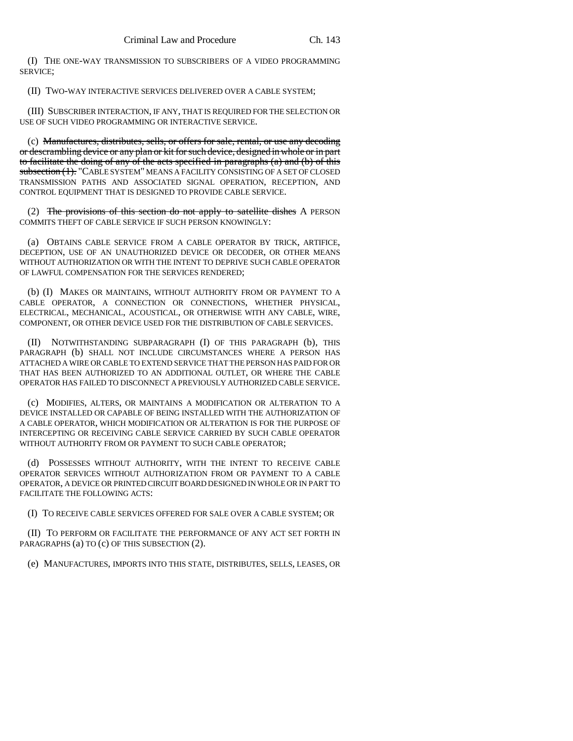(I) THE ONE-WAY TRANSMISSION TO SUBSCRIBERS OF A VIDEO PROGRAMMING SERVICE;

(II) TWO-WAY INTERACTIVE SERVICES DELIVERED OVER A CABLE SYSTEM;

(III) SUBSCRIBER INTERACTION, IF ANY, THAT IS REQUIRED FOR THE SELECTION OR USE OF SUCH VIDEO PROGRAMMING OR INTERACTIVE SERVICE.

(c) ~~Manufactures, distributes, sells, or offers for sale, rental, or use any decoding or descrambling device or any plan or kit for such device, designed in whole or in part to facilitate the doing of any of the acts specified in paragraphs (a) and (b) of this subsection (1).~~ "CABLE SYSTEM" MEANS A FACILITY CONSISTING OF A SET OF CLOSED TRANSMISSION PATHS AND ASSOCIATED SIGNAL OPERATION, RECEPTION, AND CONTROL EQUIPMENT THAT IS DESIGNED TO PROVIDE CABLE SERVICE.

(2) ~~The provisions of this section do not apply to satellite dishes~~ A PERSON COMMITS THEFT OF CABLE SERVICE IF SUCH PERSON KNOWINGLY:

(a) OBTAINS CABLE SERVICE FROM A CABLE OPERATOR BY TRICK, ARTIFICE, DECEPTION, USE OF AN UNAUTHORIZED DEVICE OR DECODER, OR OTHER MEANS WITHOUT AUTHORIZATION OR WITH THE INTENT TO DEPRIVE SUCH CABLE OPERATOR OF LAWFUL COMPENSATION FOR THE SERVICES RENDERED;

(b) (I) MAKES OR MAINTAINS, WITHOUT AUTHORITY FROM OR PAYMENT TO A CABLE OPERATOR, A CONNECTION OR CONNECTIONS, WHETHER PHYSICAL, ELECTRICAL, MECHANICAL, ACOUSTICAL, OR OTHERWISE WITH ANY CABLE, WIRE, COMPONENT, OR OTHER DEVICE USED FOR THE DISTRIBUTION OF CABLE SERVICES.

(II) NOTWITHSTANDING SUBPARAGRAPH (I) OF THIS PARAGRAPH (b), THIS PARAGRAPH (b) SHALL NOT INCLUDE CIRCUMSTANCES WHERE A PERSON HAS ATTACHED A WIRE OR CABLE TO EXTEND SERVICE THAT THE PERSON HAS PAID FOR OR THAT HAS BEEN AUTHORIZED TO AN ADDITIONAL OUTLET, OR WHERE THE CABLE OPERATOR HAS FAILED TO DISCONNECT A PREVIOUSLY AUTHORIZED CABLE SERVICE.

(c) MODIFIES, ALTERS, OR MAINTAINS A MODIFICATION OR ALTERATION TO A DEVICE INSTALLED OR CAPABLE OF BEING INSTALLED WITH THE AUTHORIZATION OF A CABLE OPERATOR, WHICH MODIFICATION OR ALTERATION IS FOR THE PURPOSE OF INTERCEPTING OR RECEIVING CABLE SERVICE CARRIED BY SUCH CABLE OPERATOR WITHOUT AUTHORITY FROM OR PAYMENT TO SUCH CABLE OPERATOR;

(d) POSSESSES WITHOUT AUTHORITY, WITH THE INTENT TO RECEIVE CABLE OPERATOR SERVICES WITHOUT AUTHORIZATION FROM OR PAYMENT TO A CABLE OPERATOR, A DEVICE OR PRINTED CIRCUIT BOARD DESIGNED IN WHOLE OR IN PART TO FACILITATE THE FOLLOWING ACTS:

(I) TO RECEIVE CABLE SERVICES OFFERED FOR SALE OVER A CABLE SYSTEM; OR

(II) TO PERFORM OR FACILITATE THE PERFORMANCE OF ANY ACT SET FORTH IN PARAGRAPHS (a) TO (c) OF THIS SUBSECTION (2).

(e) MANUFACTURES, IMPORTS INTO THIS STATE, DISTRIBUTES, SELLS, LEASES, OR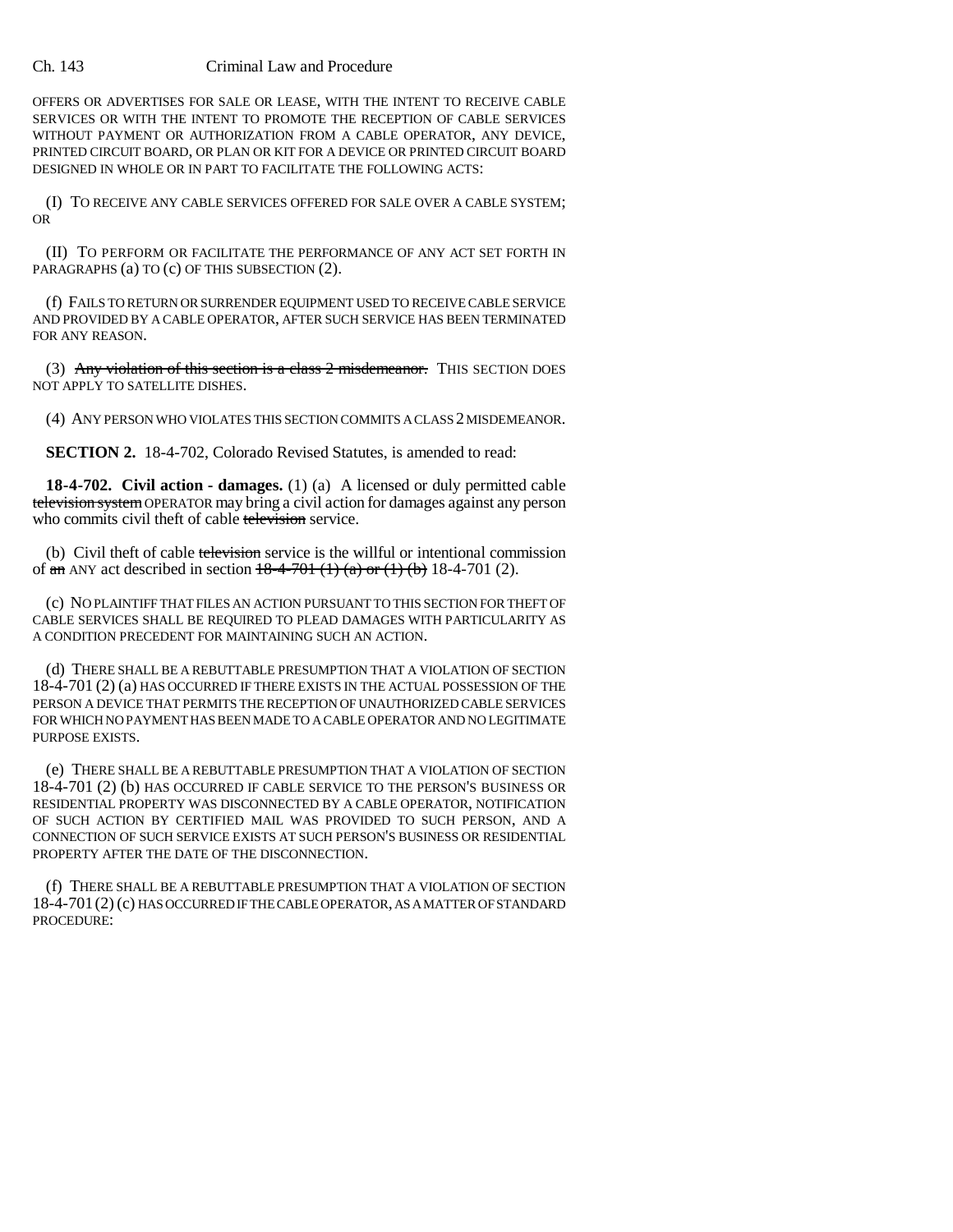OFFERS OR ADVERTISES FOR SALE OR LEASE, WITH THE INTENT TO RECEIVE CABLE SERVICES OR WITH THE INTENT TO PROMOTE THE RECEPTION OF CABLE SERVICES WITHOUT PAYMENT OR AUTHORIZATION FROM A CABLE OPERATOR, ANY DEVICE, PRINTED CIRCUIT BOARD, OR PLAN OR KIT FOR A DEVICE OR PRINTED CIRCUIT BOARD DESIGNED IN WHOLE OR IN PART TO FACILITATE THE FOLLOWING ACTS:

(I) TO RECEIVE ANY CABLE SERVICES OFFERED FOR SALE OVER A CABLE SYSTEM; OR

(II) TO PERFORM OR FACILITATE THE PERFORMANCE OF ANY ACT SET FORTH IN PARAGRAPHS (a) TO (c) OF THIS SUBSECTION (2).

(f) FAILS TO RETURN OR SURRENDER EQUIPMENT USED TO RECEIVE CABLE SERVICE AND PROVIDED BY A CABLE OPERATOR, AFTER SUCH SERVICE HAS BEEN TERMINATED FOR ANY REASON.

(3) ~~Any violation of this section is a class 2 misdemeanor.~~ THIS SECTION DOES NOT APPLY TO SATELLITE DISHES.

(4) ANY PERSON WHO VIOLATES THIS SECTION COMMITS A CLASS 2 MISDEMEANOR.

**SECTION 2.** 18-4-702, Colorado Revised Statutes, is amended to read:

**18-4-702. Civil action - damages.** (1) (a) A licensed or duly permitted cable ~~television system~~ OPERATOR may bring a civil action for damages against any person who commits civil theft of cable ~~television~~ service.

(b) Civil theft of cable ~~television~~ service is the willful or intentional commission of ~~an~~ ANY act described in section ~~18-4-701 (1) (a) or (1) (b)~~ 18-4-701 (2).

(c) NO PLAINTIFF THAT FILES AN ACTION PURSUANT TO THIS SECTION FOR THEFT OF CABLE SERVICES SHALL BE REQUIRED TO PLEAD DAMAGES WITH PARTICULARITY AS A CONDITION PRECEDENT FOR MAINTAINING SUCH AN ACTION.

(d) THERE SHALL BE A REBUTTABLE PRESUMPTION THAT A VIOLATION OF SECTION 18-4-701 (2) (a) HAS OCCURRED IF THERE EXISTS IN THE ACTUAL POSSESSION OF THE PERSON A DEVICE THAT PERMITS THE RECEPTION OF UNAUTHORIZED CABLE SERVICES FOR WHICH NO PAYMENT HAS BEEN MADE TO A CABLE OPERATOR AND NO LEGITIMATE PURPOSE EXISTS.

(e) THERE SHALL BE A REBUTTABLE PRESUMPTION THAT A VIOLATION OF SECTION 18-4-701 (2) (b) HAS OCCURRED IF CABLE SERVICE TO THE PERSON'S BUSINESS OR RESIDENTIAL PROPERTY WAS DISCONNECTED BY A CABLE OPERATOR, NOTIFICATION OF SUCH ACTION BY CERTIFIED MAIL WAS PROVIDED TO SUCH PERSON, AND A CONNECTION OF SUCH SERVICE EXISTS AT SUCH PERSON'S BUSINESS OR RESIDENTIAL PROPERTY AFTER THE DATE OF THE DISCONNECTION.

(f) THERE SHALL BE A REBUTTABLE PRESUMPTION THAT A VIOLATION OF SECTION 18-4-701 (2) (c) HAS OCCURRED IF THE CABLE OPERATOR, AS A MATTER OF STANDARD PROCEDURE: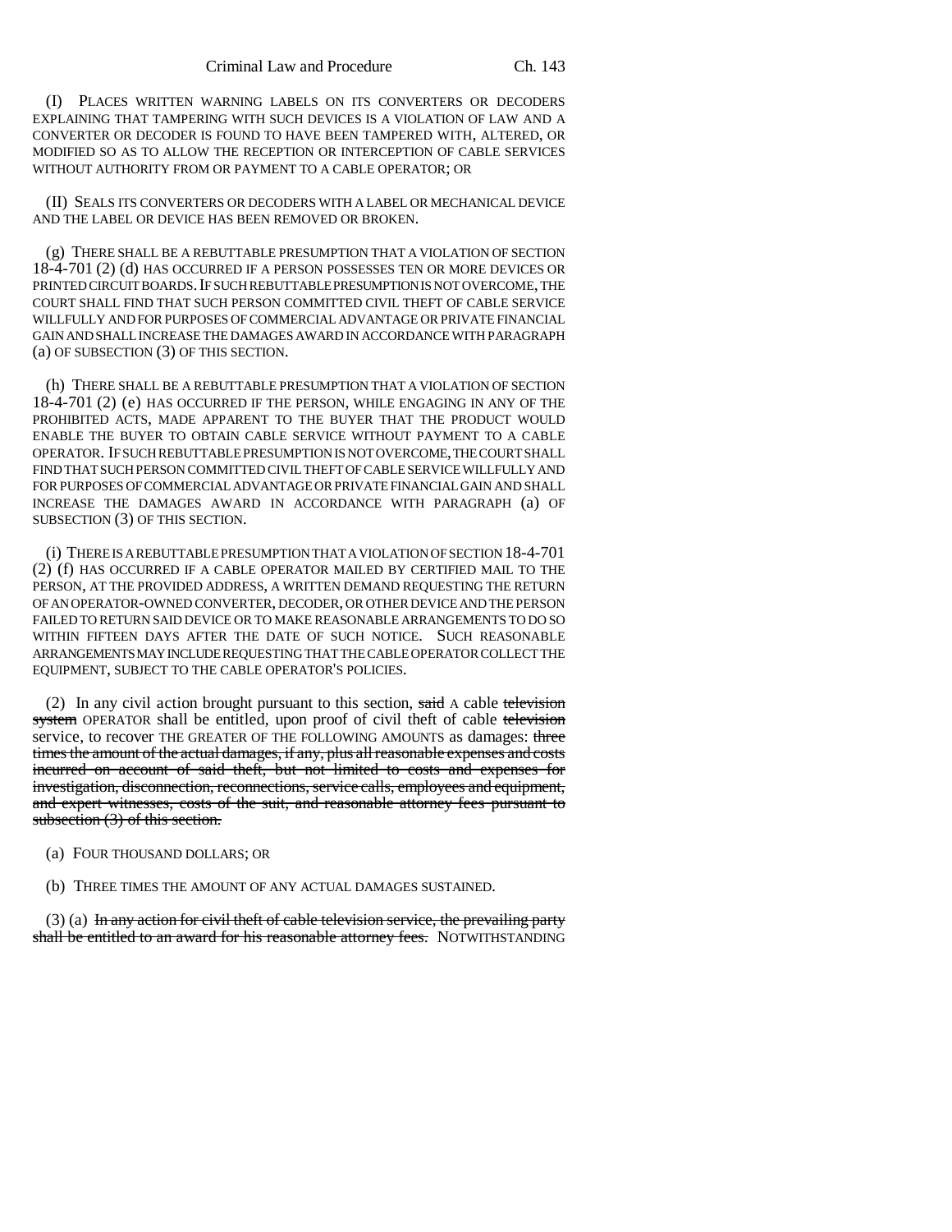(I) PLACES WRITTEN WARNING LABELS ON ITS CONVERTERS OR DECODERS EXPLAINING THAT TAMPERING WITH SUCH DEVICES IS A VIOLATION OF LAW AND A CONVERTER OR DECODER IS FOUND TO HAVE BEEN TAMPERED WITH, ALTERED, OR MODIFIED SO AS TO ALLOW THE RECEPTION OR INTERCEPTION OF CABLE SERVICES WITHOUT AUTHORITY FROM OR PAYMENT TO A CABLE OPERATOR; OR

(II) SEALS ITS CONVERTERS OR DECODERS WITH A LABEL OR MECHANICAL DEVICE AND THE LABEL OR DEVICE HAS BEEN REMOVED OR BROKEN.

(g) THERE SHALL BE A REBUTTABLE PRESUMPTION THAT A VIOLATION OF SECTION 18-4-701 (2) (d) HAS OCCURRED IF A PERSON POSSESSES TEN OR MORE DEVICES OR PRINTED CIRCUIT BOARDS. IF SUCH REBUTTABLE PRESUMPTION IS NOT OVERCOME, THE COURT SHALL FIND THAT SUCH PERSON COMMITTED CIVIL THEFT OF CABLE SERVICE WILLFULLY AND FOR PURPOSES OF COMMERCIAL ADVANTAGE OR PRIVATE FINANCIAL GAIN AND SHALL INCREASE THE DAMAGES AWARD IN ACCORDANCE WITH PARAGRAPH (a) OF SUBSECTION (3) OF THIS SECTION.

(h) THERE SHALL BE A REBUTTABLE PRESUMPTION THAT A VIOLATION OF SECTION 18-4-701 (2) (e) HAS OCCURRED IF THE PERSON, WHILE ENGAGING IN ANY OF THE PROHIBITED ACTS, MADE APPARENT TO THE BUYER THAT THE PRODUCT WOULD ENABLE THE BUYER TO OBTAIN CABLE SERVICE WITHOUT PAYMENT TO A CABLE OPERATOR. IF SUCH REBUTTABLE PRESUMPTION IS NOT OVERCOME, THE COURT SHALL FIND THAT SUCH PERSON COMMITTED CIVIL THEFT OF CABLE SERVICE WILLFULLY AND FOR PURPOSES OF COMMERCIAL ADVANTAGE OR PRIVATE FINANCIAL GAIN AND SHALL INCREASE THE DAMAGES AWARD IN ACCORDANCE WITH PARAGRAPH (a) OF SUBSECTION (3) OF THIS SECTION.

(i) THERE IS A REBUTTABLE PRESUMPTION THAT A VIOLATION OF SECTION 18-4-701 (2) (f) HAS OCCURRED IF A CABLE OPERATOR MAILED BY CERTIFIED MAIL TO THE PERSON, AT THE PROVIDED ADDRESS, A WRITTEN DEMAND REQUESTING THE RETURN OF AN OPERATOR-OWNED CONVERTER, DECODER, OR OTHER DEVICE AND THE PERSON FAILED TO RETURN SAID DEVICE OR TO MAKE REASONABLE ARRANGEMENTS TO DO SO WITHIN FIFTEEN DAYS AFTER THE DATE OF SUCH NOTICE. SUCH REASONABLE ARRANGEMENTS MAY INCLUDE REQUESTING THAT THE CABLE OPERATOR COLLECT THE EQUIPMENT, SUBJECT TO THE CABLE OPERATOR'S POLICIES.

(2) In any civil action brought pursuant to this section, ~~said~~ A cable ~~television system~~ OPERATOR shall be entitled, upon proof of civil theft of cable ~~television~~ service, to recover THE GREATER OF THE FOLLOWING AMOUNTS as damages: ~~three times the amount of the actual damages, if any, plus all reasonable expenses and costs incurred on account of said theft, but not limited to costs and expenses for investigation, disconnection, reconnections, service calls, employees and equipment, and expert witnesses, costs of the suit, and reasonable attorney fees pursuant to subsection (3) of this section.~~

(a) FOUR THOUSAND DOLLARS; OR

(b) THREE TIMES THE AMOUNT OF ANY ACTUAL DAMAGES SUSTAINED.

(3) (a) ~~In any action for civil theft of cable television service, the prevailing party shall be entitled to an award for his reasonable attorney fees.~~ NOTWITHSTANDING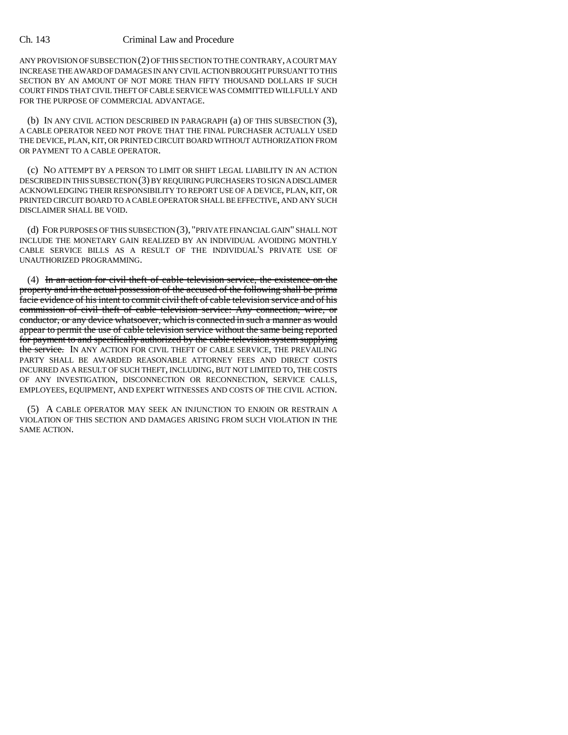ANY PROVISION OF SUBSECTION (2) OF THIS SECTION TO THE CONTRARY, A COURT MAY INCREASE THE AWARD OF DAMAGES IN ANY CIVIL ACTION BROUGHT PURSUANT TO THIS SECTION BY AN AMOUNT OF NOT MORE THAN FIFTY THOUSAND DOLLARS IF SUCH COURT FINDS THAT CIVIL THEFT OF CABLE SERVICE WAS COMMITTED WILLFULLY AND FOR THE PURPOSE OF COMMERCIAL ADVANTAGE.

(b) IN ANY CIVIL ACTION DESCRIBED IN PARAGRAPH (a) OF THIS SUBSECTION (3), A CABLE OPERATOR NEED NOT PROVE THAT THE FINAL PURCHASER ACTUALLY USED THE DEVICE, PLAN, KIT, OR PRINTED CIRCUIT BOARD WITHOUT AUTHORIZATION FROM OR PAYMENT TO A CABLE OPERATOR.

(c) NO ATTEMPT BY A PERSON TO LIMIT OR SHIFT LEGAL LIABILITY IN AN ACTION DESCRIBED IN THIS SUBSECTION (3) BY REQUIRING PURCHASERS TO SIGN A DISCLAIMER ACKNOWLEDGING THEIR RESPONSIBILITY TO REPORT USE OF A DEVICE, PLAN, KIT, OR PRINTED CIRCUIT BOARD TO A CABLE OPERATOR SHALL BE EFFECTIVE, AND ANY SUCH DISCLAIMER SHALL BE VOID.

(d) FOR PURPOSES OF THIS SUBSECTION (3), "PRIVATE FINANCIAL GAIN" SHALL NOT INCLUDE THE MONETARY GAIN REALIZED BY AN INDIVIDUAL AVOIDING MONTHLY CABLE SERVICE BILLS AS A RESULT OF THE INDIVIDUAL'S PRIVATE USE OF UNAUTHORIZED PROGRAMMING.

(4) ~~In an action for civil theft of cable television service, the existence on the property and in the actual possession of the accused of the following shall be prima facie evidence of his intent to commit civil theft of cable television service and of his commission of civil theft of cable television service: Any connection, wire, or conductor, or any device whatsoever, which is connected in such a manner as would appear to permit the use of cable television service without the same being reported for payment to and specifically authorized by the cable television system supplying the service.~~ IN ANY ACTION FOR CIVIL THEFT OF CABLE SERVICE, THE PREVAILING PARTY SHALL BE AWARDED REASONABLE ATTORNEY FEES AND DIRECT COSTS INCURRED AS A RESULT OF SUCH THEFT, INCLUDING, BUT NOT LIMITED TO, THE COSTS OF ANY INVESTIGATION, DISCONNECTION OR RECONNECTION, SERVICE CALLS, EMPLOYEES, EQUIPMENT, AND EXPERT WITNESSES AND COSTS OF THE CIVIL ACTION.

(5) A CABLE OPERATOR MAY SEEK AN INJUNCTION TO ENJOIN OR RESTRAIN A VIOLATION OF THIS SECTION AND DAMAGES ARISING FROM SUCH VIOLATION IN THE SAME ACTION.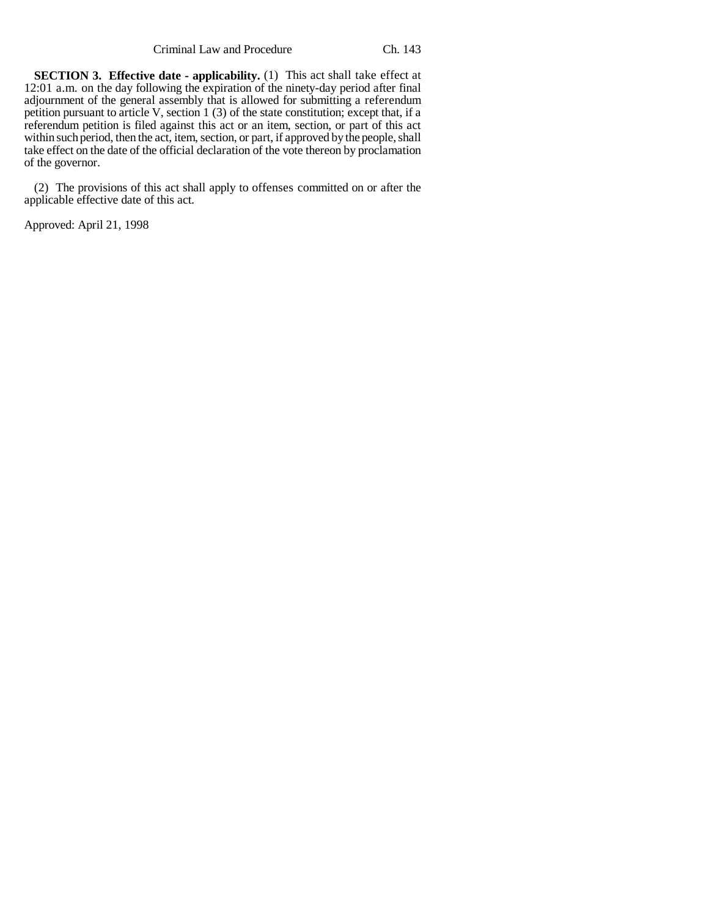**SECTION 3. Effective date - applicability.** (1) This act shall take effect at 12:01 a.m. on the day following the expiration of the ninety-day period after final adjournment of the general assembly that is allowed for submitting a referendum petition pursuant to article V, section 1 (3) of the state constitution; except that, if a referendum petition is filed against this act or an item, section, or part of this act within such period, then the act, item, section, or part, if approved by the people, shall take effect on the date of the official declaration of the vote thereon by proclamation of the governor.

(2) The provisions of this act shall apply to offenses committed on or after the applicable effective date of this act.

Approved: April 21, 1998